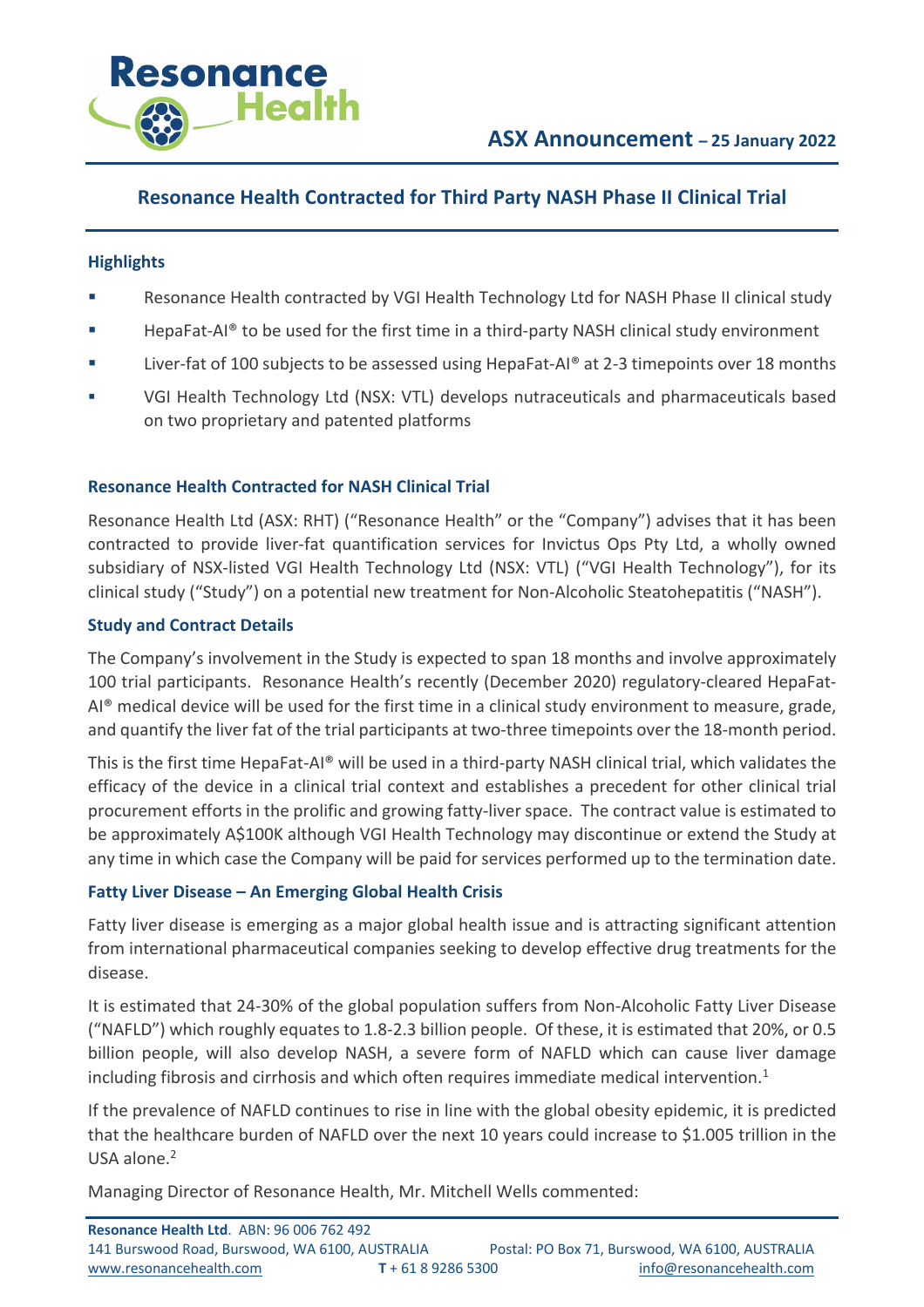**ASX Announcement – 25 January 2022**

# Resonance Health Contracted for Third Party NASH Phase II Clinical Trial

## Highlights

- Resonance Health contracted by VGI Health Technology Ltd for NASH Phase II clinical study
- HepaFat-AI® to be used for the first time in a third-party NASH clinical study environment
- Liver-fat of 100 subjects to be assessed using HepaFat-AI® at 2-3 timepoints over 18 months
- VGI Health Technology Ltd (NSX: VTL) develops nutraceuticals and pharmaceuticals based on two proprietary and patented platforms

## Resonance Health Contracted for NASH Clinical Trial

Resonance Health Ltd (ASX: RHT) ("Resonance Health" or the "Company") advises that it has been contracted to provide liver-fat quantification services for Invictus Ops Pty Ltd, a wholly owned subsidiary of NSX-listed VGI Health Technology Ltd (NSX: VTL) ("VGI Health Technology"), for its clinical study ("Study") on a potential new treatment for Non-Alcoholic Steatohepatitis ("NASH").

### Study and Contract Details

The Company's involvement in the Study is expected to span 18 months and involve approximately 100 trial participants. Resonance Health's recently (December 2020) regulatory-cleared HepaFat-AI® medical device will be used for the first time in a clinical study environment to measure, grade, and quantify the liver fat of the trial participants at two-three timepoints over the 18-month period.

This is the first time HepaFat-AI® will be used in a third-party NASH clinical trial, which validates the efficacy of the device in a clinical trial context and establishes a precedent for other clinical trial procurement efforts in the prolific and growing fatty-liver space. The contract value is estimated to be approximately A$100K although VGI Health Technology may discontinue or extend the Study at any time in which case the Company will be paid for services performed up to the termination date.

### Fatty Liver Disease – An Emerging Global Health Crisis

Fatty liver disease is emerging as a major global health issue and is attracting significant attention from international pharmaceutical companies seeking to develop effective drug treatments for the disease.

It is estimated that 24-30% of the global population suffers from Non-Alcoholic Fatty Liver Disease ("NAFLD") which roughly equates to 1.8-2.3 billion people. Of these, it is estimated that 20%, or 0.5 billion people, will also develop NASH, a severe form of NAFLD which can cause liver damage including fibrosis and cirrhosis and which often requires immediate medical intervention.[1]

If the prevalence of NAFLD continues to rise in line with the global obesity epidemic, it is predicted that the healthcare burden of NAFLD over the next 10 years could increase to $1.005 trillion in the USA alone.[2]

Managing Director of Resonance Health, Mr. Mitchell Wells commented: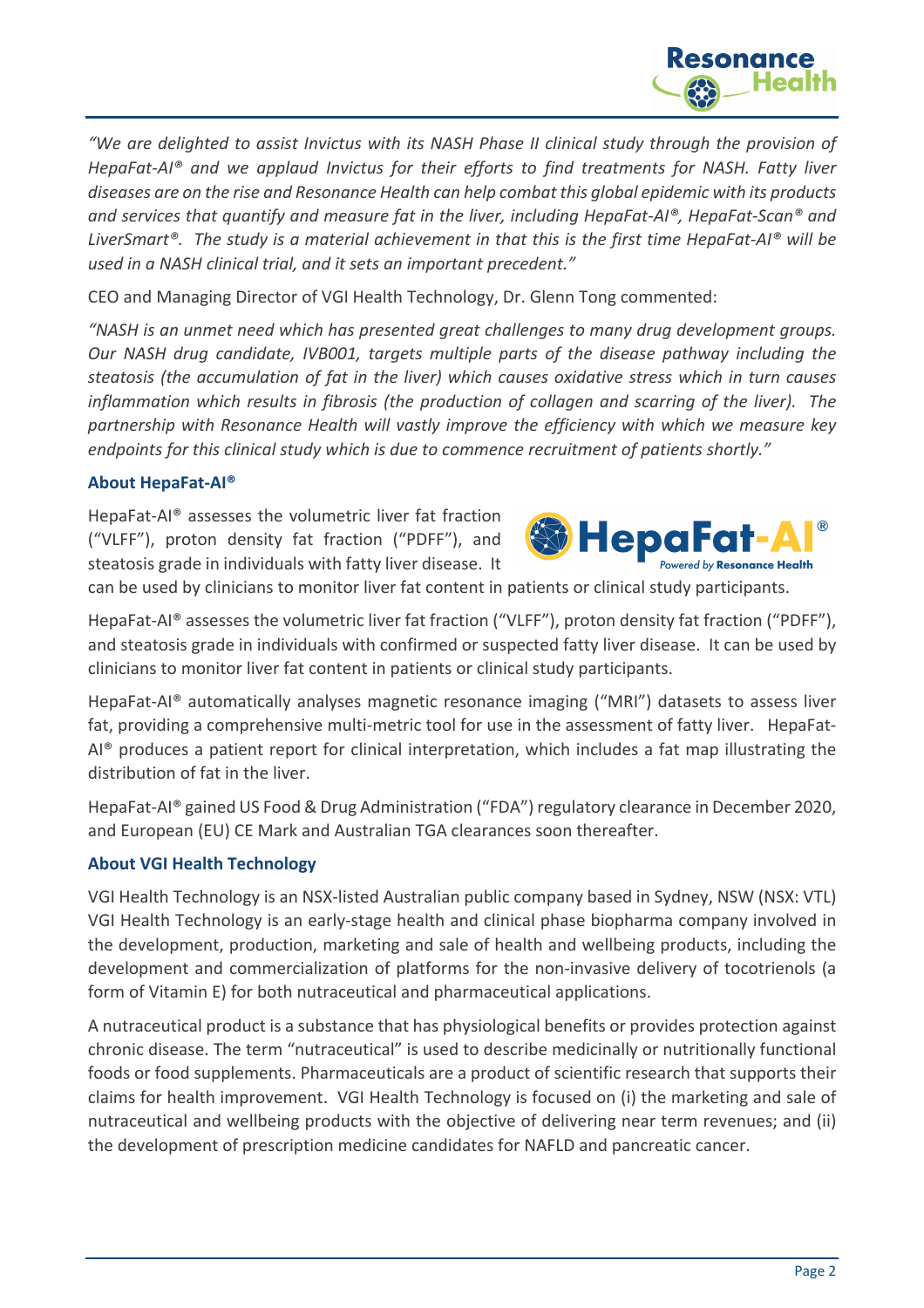*"We are delighted to assist Invictus with its NASH Phase II clinical study through the provision of HepaFat-AI® and we applaud Invictus for their efforts to find treatments for NASH. Fatty liver diseases are on the rise and Resonance Health can help combat this global epidemic with its products and services that quantify and measure fat in the liver, including HepaFat-AI®, HepaFat-Scan® and LiverSmart®. The study is a material achievement in that this is the first time HepaFat-AI® will be used in a NASH clinical trial, and it sets an important precedent."*

CEO and Managing Director of VGI Health Technology, Dr. Glenn Tong commented:

*"NASH is an unmet need which has presented great challenges to many drug development groups. Our NASH drug candidate, IVB001, targets multiple parts of the disease pathway including the steatosis (the accumulation of fat in the liver) which causes oxidative stress which in turn causes inflammation which results in fibrosis (the production of collagen and scarring of the liver). The partnership with Resonance Health will vastly improve the efficiency with which we measure key endpoints for this clinical study which is due to commence recruitment of patients shortly."*

### About HepaFat-AI®

HepaFat-AI® assesses the volumetric liver fat fraction ("VLFF"), proton density fat fraction ("PDFF"), and steatosis grade in individuals with fatty liver disease. It can be used by clinicians to monitor liver fat content in patients or clinical study participants.

HepaFat-AI® assesses the volumetric liver fat fraction ("VLFF"), proton density fat fraction ("PDFF"), and steatosis grade in individuals with confirmed or suspected fatty liver disease. It can be used by clinicians to monitor liver fat content in patients or clinical study participants.

HepaFat-AI® automatically analyses magnetic resonance imaging ("MRI") datasets to assess liver fat, providing a comprehensive multi-metric tool for use in the assessment of fatty liver. HepaFat-AI® produces a patient report for clinical interpretation, which includes a fat map illustrating the distribution of fat in the liver.

HepaFat-AI® gained US Food & Drug Administration ("FDA") regulatory clearance in December 2020, and European (EU) CE Mark and Australian TGA clearances soon thereafter.

### About VGI Health Technology

VGI Health Technology is an NSX-listed Australian public company based in Sydney, NSW (NSX: VTL) VGI Health Technology is an early-stage health and clinical phase biopharma company involved in the development, production, marketing and sale of health and wellbeing products, including the development and commercialization of platforms for the non-invasive delivery of tocotrienols (a form of Vitamin E) for both nutraceutical and pharmaceutical applications.

A nutraceutical product is a substance that has physiological benefits or provides protection against chronic disease. The term "nutraceutical" is used to describe medicinally or nutritionally functional foods or food supplements. Pharmaceuticals are a product of scientific research that supports their claims for health improvement. VGI Health Technology is focused on (i) the marketing and sale of nutraceutical and wellbeing products with the objective of delivering near term revenues; and (ii) the development of prescription medicine candidates for NAFLD and pancreatic cancer.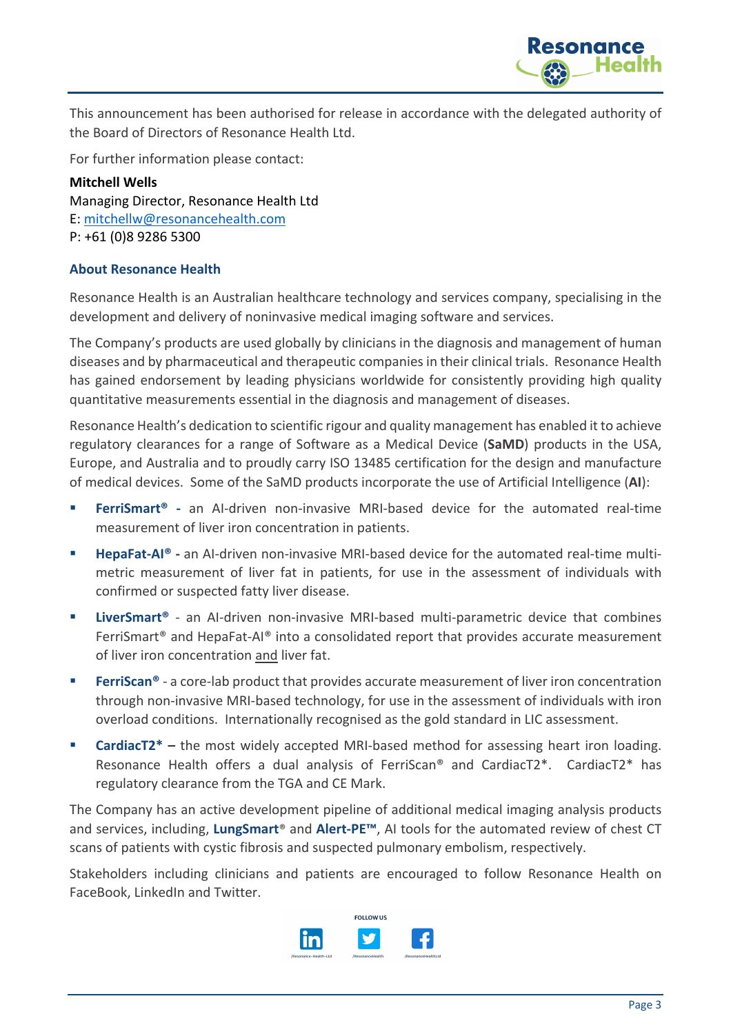This announcement has been authorised for release in accordance with the delegated authority of the Board of Directors of Resonance Health Ltd.

For further information please contact:

**Mitchell Wells**
Managing Director, Resonance Health Ltd
E: mitchellw@resonancehealth.com
P: +61 (0)8 9286 5300

### About Resonance Health

Resonance Health is an Australian healthcare technology and services company, specialising in the development and delivery of noninvasive medical imaging software and services.

The Company's products are used globally by clinicians in the diagnosis and management of human diseases and by pharmaceutical and therapeutic companies in their clinical trials. Resonance Health has gained endorsement by leading physicians worldwide for consistently providing high quality quantitative measurements essential in the diagnosis and management of diseases.

Resonance Health's dedication to scientific rigour and quality management has enabled it to achieve regulatory clearances for a range of Software as a Medical Device (**SaMD**) products in the USA, Europe, and Australia and to proudly carry ISO 13485 certification for the design and manufacture of medical devices. Some of the SaMD products incorporate the use of Artificial Intelligence (**AI**):

- **FerriSmart® -** an AI-driven non-invasive MRI-based device for the automated real-time measurement of liver iron concentration in patients.
- **HepaFat-AI® -** an AI-driven non-invasive MRI-based device for the automated real-time multi-metric measurement of liver fat in patients, for use in the assessment of individuals with confirmed or suspected fatty liver disease.
- **LiverSmart®** - an AI-driven non-invasive MRI-based multi-parametric device that combines FerriSmart® and HepaFat-AI® into a consolidated report that provides accurate measurement of liver iron concentration and liver fat.
- **FerriScan®** - a core-lab product that provides accurate measurement of liver iron concentration through non-invasive MRI-based technology, for use in the assessment of individuals with iron overload conditions. Internationally recognised as the gold standard in LIC assessment.
- **CardiacT2\* –** the most widely accepted MRI-based method for assessing heart iron loading. Resonance Health offers a dual analysis of FerriScan® and CardiacT2\*. CardiacT2\* has regulatory clearance from the TGA and CE Mark.

The Company has an active development pipeline of additional medical imaging analysis products and services, including, **LungSmart**® and **Alert-PE™**, AI tools for the automated review of chest CT scans of patients with cystic fibrosis and suspected pulmonary embolism, respectively.

Stakeholders including clinicians and patients are encouraged to follow Resonance Health on FaceBook, LinkedIn and Twitter.

FOLLOW US

/Resonance-Health-Ltd /ResonanceHealth /ResonanceHealthLtd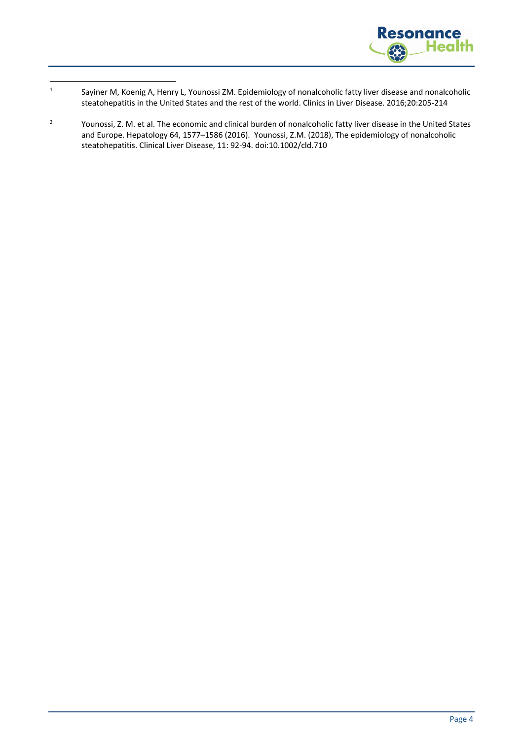[1] Sayiner M, Koenig A, Henry L, Younossi ZM. Epidemiology of nonalcoholic fatty liver disease and nonalcoholic steatohepatitis in the United States and the rest of the world. Clinics in Liver Disease. 2016;20:205-214

[2] Younossi, Z. M. et al. The economic and clinical burden of nonalcoholic fatty liver disease in the United States and Europe. Hepatology 64, 1577–1586 (2016). Younossi, Z.M. (2018), The epidemiology of nonalcoholic steatohepatitis. Clinical Liver Disease, 11: 92-94. doi:10.1002/cld.710